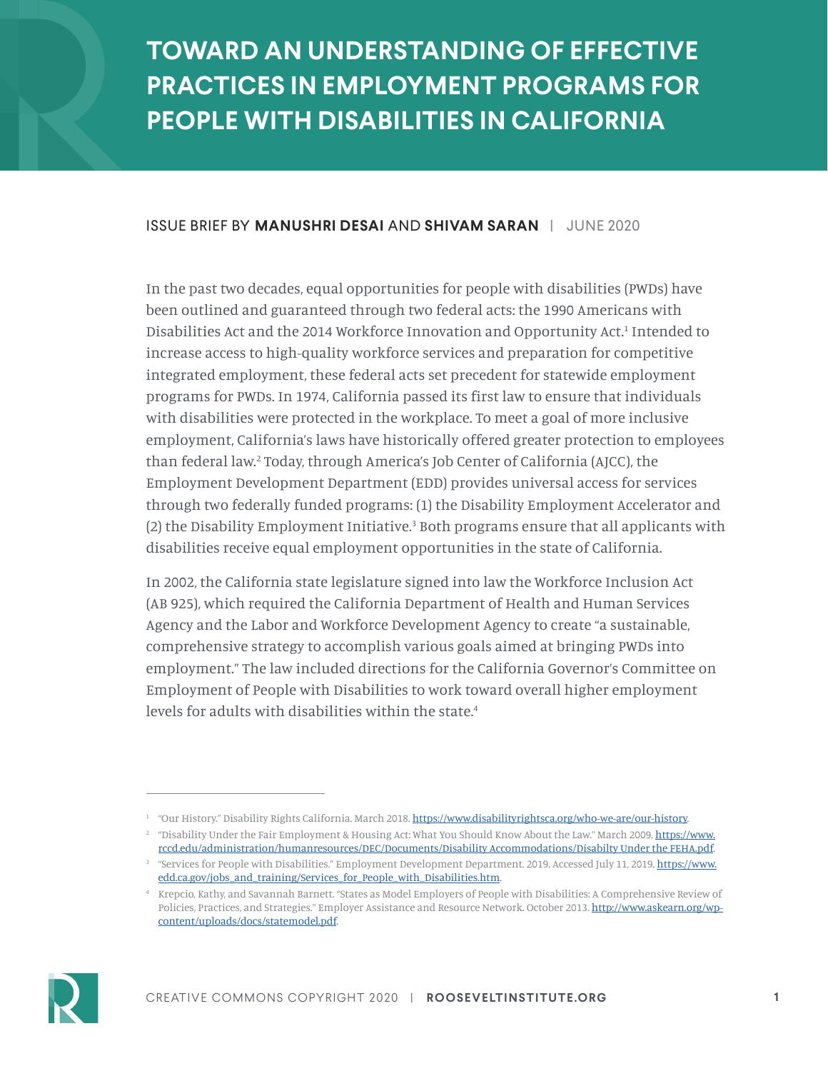# TOWARD AN UNDERSTANDING OF EFFECTIVE PRACTICES IN EMPLOYMENT PROGRAMS FOR PEOPLE WITH DISABILITIES IN CALIFORNIA

ISSUE BRIEF BY **MANUSHRI DESAI** AND **SHIVAM SARAN** | JUNE 2020

In the past two decades, equal opportunities for people with disabilities (PWDs) have been outlined and guaranteed through two federal acts: the 1990 Americans with Disabilities Act and the 2014 Workforce Innovation and Opportunity Act.[1] Intended to increase access to high-quality workforce services and preparation for competitive integrated employment, these federal acts set precedent for statewide employment programs for PWDs. In 1974, California passed its first law to ensure that individuals with disabilities were protected in the workplace. To meet a goal of more inclusive employment, California's laws have historically offered greater protection to employees than federal law.[2] Today, through America's Job Center of California (AJCC), the Employment Development Department (EDD) provides universal access for services through two federally funded programs: (1) the Disability Employment Accelerator and (2) the Disability Employment Initiative.[3] Both programs ensure that all applicants with disabilities receive equal employment opportunities in the state of California.

In 2002, the California state legislature signed into law the Workforce Inclusion Act (AB 925), which required the California Department of Health and Human Services Agency and the Labor and Workforce Development Agency to create "a sustainable, comprehensive strategy to accomplish various goals aimed at bringing PWDs into employment." The law included directions for the California Governor's Committee on Employment of People with Disabilities to work toward overall higher employment levels for adults with disabilities within the state.[4]

---

[1] "Our History." Disability Rights California. March 2018. https://www.disabilityrightsca.org/who-we-are/our-history.

[2] "Disability Under the Fair Employment & Housing Act: What You Should Know About the Law." March 2009. https://www.rccd.edu/administration/humanresources/DEC/Documents/Disability Accommodations/Disabilty Under the FEHA.pdf.

[3] "Services for People with Disabilities." Employment Development Department. 2019. Accessed July 11, 2019. https://www.edd.ca.gov/jobs_and_training/Services_for_People_with_Disabilities.htm.

[4] Krepcio, Kathy, and Savannah Barnett. "States as Model Employers of People with Disabilities: A Comprehensive Review of Policies, Practices, and Strategies." Employer Assistance and Resource Network. October 2013. http://www.askearn.org/wp-content/uploads/docs/statemodel.pdf.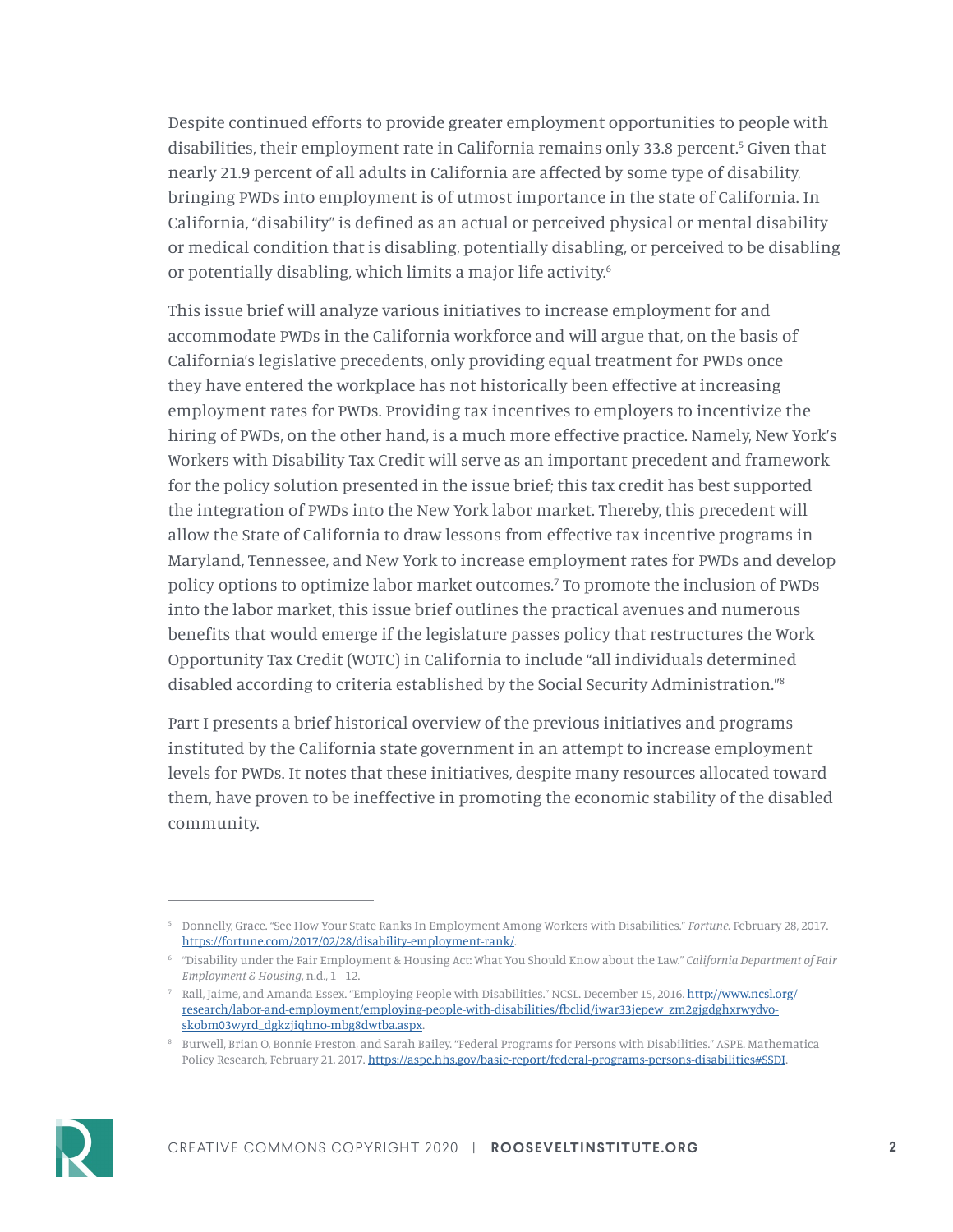Despite continued efforts to provide greater employment opportunities to people with disabilities, their employment rate in California remains only 33.8 percent.[5] Given that nearly 21.9 percent of all adults in California are affected by some type of disability, bringing PWDs into employment is of utmost importance in the state of California. In California, "disability" is defined as an actual or perceived physical or mental disability or medical condition that is disabling, potentially disabling, or perceived to be disabling or potentially disabling, which limits a major life activity.[6]

This issue brief will analyze various initiatives to increase employment for and accommodate PWDs in the California workforce and will argue that, on the basis of California's legislative precedents, only providing equal treatment for PWDs once they have entered the workplace has not historically been effective at increasing employment rates for PWDs. Providing tax incentives to employers to incentivize the hiring of PWDs, on the other hand, is a much more effective practice. Namely, New York's Workers with Disability Tax Credit will serve as an important precedent and framework for the policy solution presented in the issue brief; this tax credit has best supported the integration of PWDs into the New York labor market. Thereby, this precedent will allow the State of California to draw lessons from effective tax incentive programs in Maryland, Tennessee, and New York to increase employment rates for PWDs and develop policy options to optimize labor market outcomes.[7] To promote the inclusion of PWDs into the labor market, this issue brief outlines the practical avenues and numerous benefits that would emerge if the legislature passes policy that restructures the Work Opportunity Tax Credit (WOTC) in California to include "all individuals determined disabled according to criteria established by the Social Security Administration."[8]

Part I presents a brief historical overview of the previous initiatives and programs instituted by the California state government in an attempt to increase employment levels for PWDs. It notes that these initiatives, despite many resources allocated toward them, have proven to be ineffective in promoting the economic stability of the disabled community.

---

[5] Donnelly, Grace. "See How Your State Ranks In Employment Among Workers with Disabilities." *Fortune*. February 28, 2017. https://fortune.com/2017/02/28/disability-employment-rank/.

[6] "Disability under the Fair Employment & Housing Act: What You Should Know about the Law." *California Department of Fair Employment & Housing*, n.d., 1—12.

[7] Rall, Jaime, and Amanda Essex. "Employing People with Disabilities." NCSL. December 15, 2016. http://www.ncsl.org/research/labor-and-employment/employing-people-with-disabilities/fbclid/iwar33jepew_zm2gjgdghxrwydvo-skobm03wyrd_dgkzjiqhno-mbg8dwtba.aspx.

[8] Burwell, Brian O, Bonnie Preston, and Sarah Bailey. "Federal Programs for Persons with Disabilities." ASPE. Mathematica Policy Research, February 21, 2017. https://aspe.hhs.gov/basic-report/federal-programs-persons-disabilities#SSDI.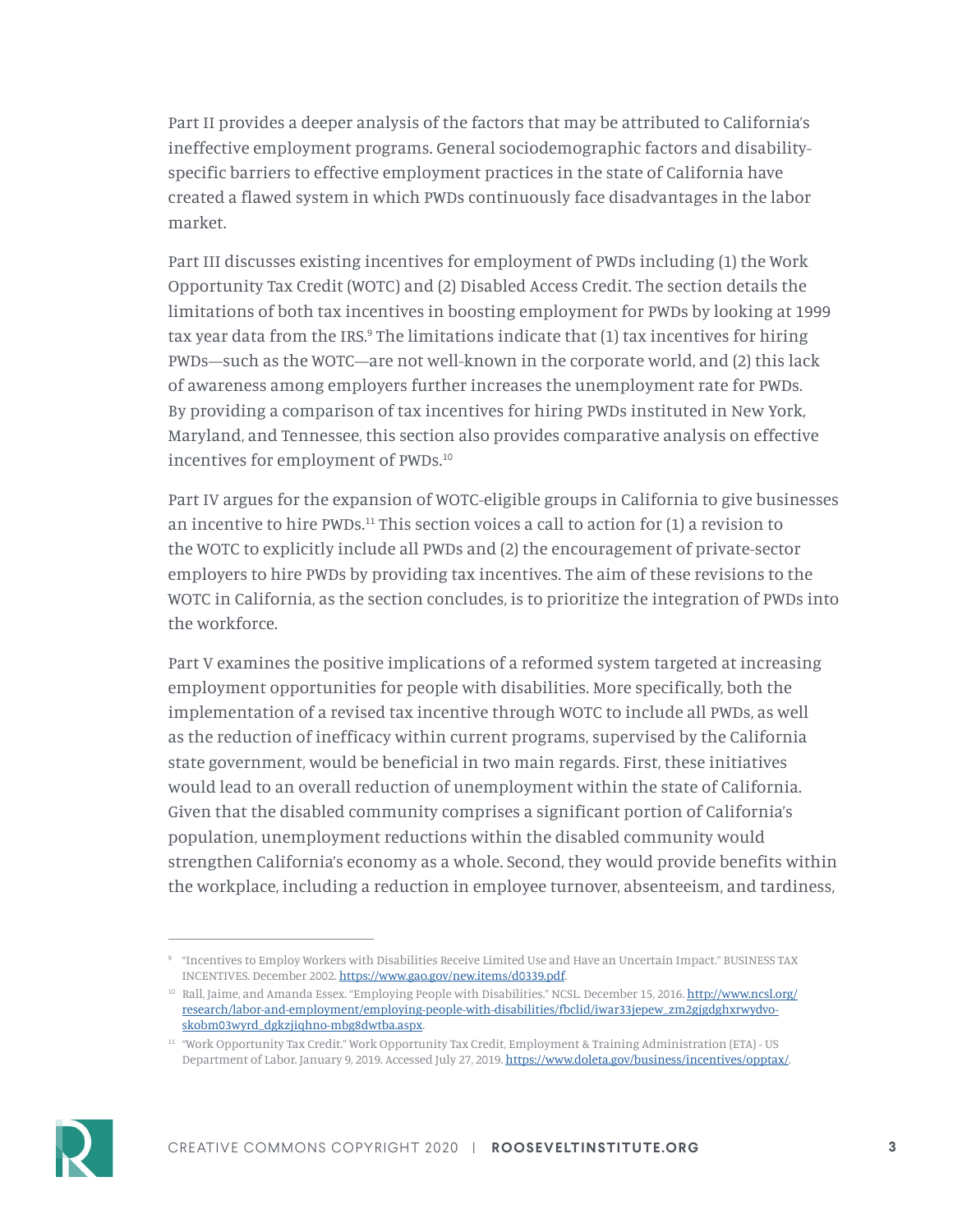Part II provides a deeper analysis of the factors that may be attributed to California's ineffective employment programs. General sociodemographic factors and disability-specific barriers to effective employment practices in the state of California have created a flawed system in which PWDs continuously face disadvantages in the labor market.

Part III discusses existing incentives for employment of PWDs including (1) the Work Opportunity Tax Credit (WOTC) and (2) Disabled Access Credit. The section details the limitations of both tax incentives in boosting employment for PWDs by looking at 1999 tax year data from the IRS.[9] The limitations indicate that (1) tax incentives for hiring PWDs—such as the WOTC—are not well-known in the corporate world, and (2) this lack of awareness among employers further increases the unemployment rate for PWDs. By providing a comparison of tax incentives for hiring PWDs instituted in New York, Maryland, and Tennessee, this section also provides comparative analysis on effective incentives for employment of PWDs.[10]

Part IV argues for the expansion of WOTC-eligible groups in California to give businesses an incentive to hire PWDs.[11] This section voices a call to action for (1) a revision to the WOTC to explicitly include all PWDs and (2) the encouragement of private-sector employers to hire PWDs by providing tax incentives. The aim of these revisions to the WOTC in California, as the section concludes, is to prioritize the integration of PWDs into the workforce.

Part V examines the positive implications of a reformed system targeted at increasing employment opportunities for people with disabilities. More specifically, both the implementation of a revised tax incentive through WOTC to include all PWDs, as well as the reduction of inefficacy within current programs, supervised by the California state government, would be beneficial in two main regards. First, these initiatives would lead to an overall reduction of unemployment within the state of California. Given that the disabled community comprises a significant portion of California's population, unemployment reductions within the disabled community would strengthen California's economy as a whole. Second, they would provide benefits within the workplace, including a reduction in employee turnover, absenteeism, and tardiness,

---

[9] "Incentives to Employ Workers with Disabilities Receive Limited Use and Have an Uncertain Impact." BUSINESS TAX INCENTIVES. December 2002. https://www.gao.gov/new.items/d0339.pdf.

[10] Rall, Jaime, and Amanda Essex. "Employing People with Disabilities." NCSL. December 15, 2016. http://www.ncsl.org/research/labor-and-employment/employing-people-with-disabilities/fbclid/iwar33jepew_zm2gjgdghxrwydvo-skobm03wyrd_dgkzjiqhno-mbg8dwtba.aspx.

[11] "Work Opportunity Tax Credit." Work Opportunity Tax Credit, Employment & Training Administration (ETA) - US Department of Labor. January 9, 2019. Accessed July 27, 2019. https://www.doleta.gov/business/incentives/opptax/.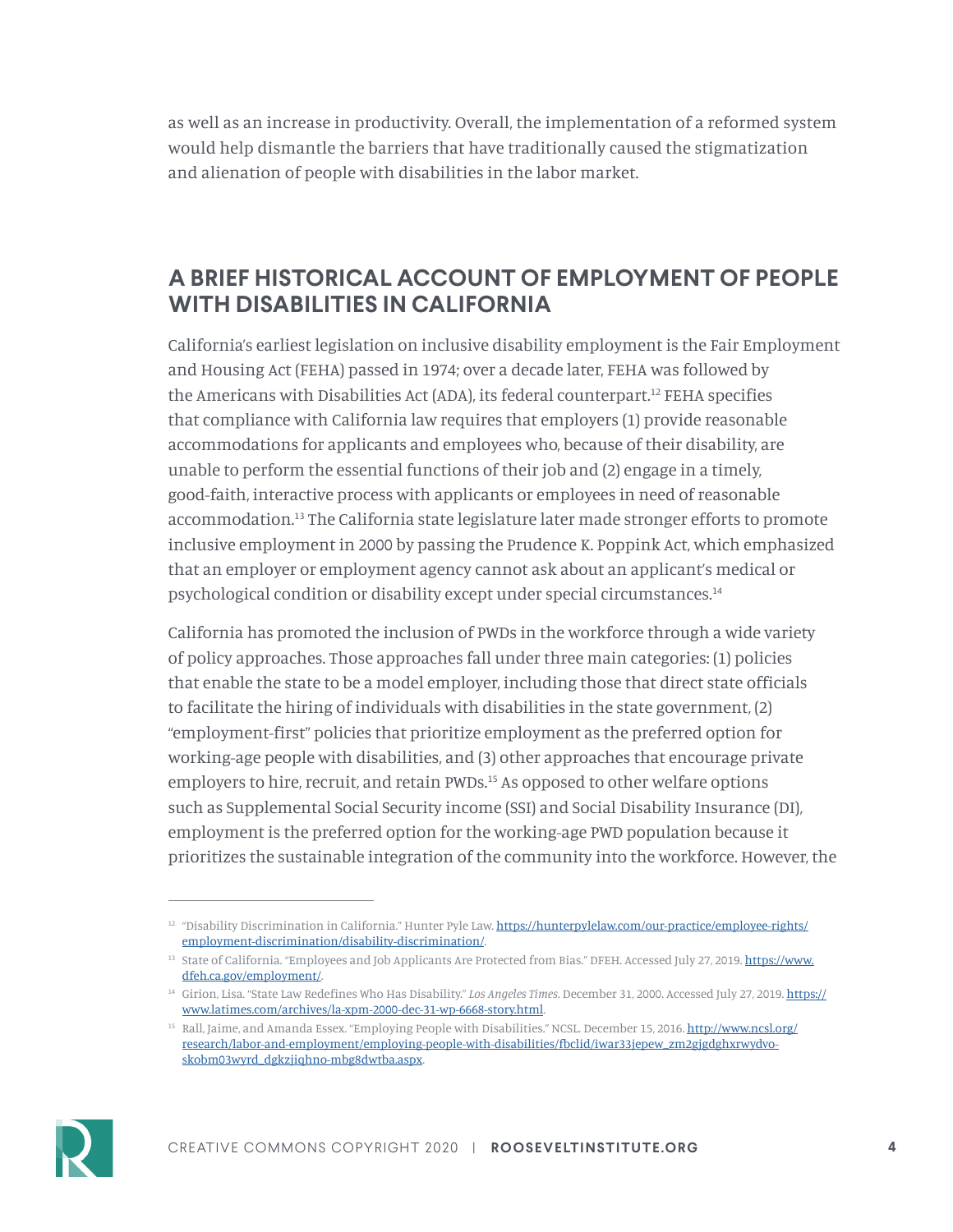as well as an increase in productivity. Overall, the implementation of a reformed system would help dismantle the barriers that have traditionally caused the stigmatization and alienation of people with disabilities in the labor market.

## A BRIEF HISTORICAL ACCOUNT OF EMPLOYMENT OF PEOPLE WITH DISABILITIES IN CALIFORNIA

California's earliest legislation on inclusive disability employment is the Fair Employment and Housing Act (FEHA) passed in 1974; over a decade later, FEHA was followed by the Americans with Disabilities Act (ADA), its federal counterpart.[12] FEHA specifies that compliance with California law requires that employers (1) provide reasonable accommodations for applicants and employees who, because of their disability, are unable to perform the essential functions of their job and (2) engage in a timely, good-faith, interactive process with applicants or employees in need of reasonable accommodation.[13] The California state legislature later made stronger efforts to promote inclusive employment in 2000 by passing the Prudence K. Poppink Act, which emphasized that an employer or employment agency cannot ask about an applicant's medical or psychological condition or disability except under special circumstances.[14]

California has promoted the inclusion of PWDs in the workforce through a wide variety of policy approaches. Those approaches fall under three main categories: (1) policies that enable the state to be a model employer, including those that direct state officials to facilitate the hiring of individuals with disabilities in the state government, (2) "employment-first" policies that prioritize employment as the preferred option for working-age people with disabilities, and (3) other approaches that encourage private employers to hire, recruit, and retain PWDs.[15] As opposed to other welfare options such as Supplemental Social Security income (SSI) and Social Disability Insurance (DI), employment is the preferred option for the working-age PWD population because it prioritizes the sustainable integration of the community into the workforce. However, the

---

[12] "Disability Discrimination in California." Hunter Pyle Law. https://hunterpylelaw.com/our-practice/employee-rights/employment-discrimination/disability-discrimination/.

[13] State of California. "Employees and Job Applicants Are Protected from Bias." DFEH. Accessed July 27, 2019. https://www.dfeh.ca.gov/employment/.

[14] Girion, Lisa. "State Law Redefines Who Has Disability." *Los Angeles Times*. December 31, 2000. Accessed July 27, 2019. https://www.latimes.com/archives/la-xpm-2000-dec-31-wp-6668-story.html.

[15] Rall, Jaime, and Amanda Essex. "Employing People with Disabilities." NCSL. December 15, 2016. http://www.ncsl.org/research/labor-and-employment/employing-people-with-disabilities/fbclid/iwar33jepew_zm2gjgdghxrwydvo-skobm03wyrd_dgkzjiqhno-mbg8dwtba.aspx.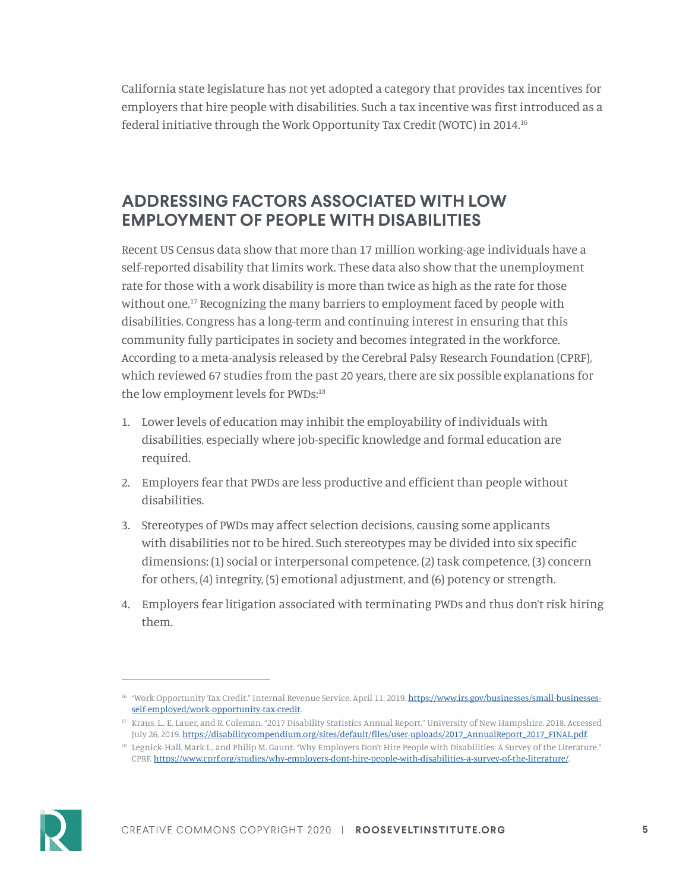California state legislature has not yet adopted a category that provides tax incentives for employers that hire people with disabilities. Such a tax incentive was first introduced as a federal initiative through the Work Opportunity Tax Credit (WOTC) in 2014.[16]

## ADDRESSING FACTORS ASSOCIATED WITH LOW EMPLOYMENT OF PEOPLE WITH DISABILITIES

Recent US Census data show that more than 17 million working-age individuals have a self-reported disability that limits work. These data also show that the unemployment rate for those with a work disability is more than twice as high as the rate for those without one.[17] Recognizing the many barriers to employment faced by people with disabilities, Congress has a long-term and continuing interest in ensuring that this community fully participates in society and becomes integrated in the workforce. According to a meta-analysis released by the Cerebral Palsy Research Foundation (CPRF), which reviewed 67 studies from the past 20 years, there are six possible explanations for the low employment levels for PWDs:[18]

1. Lower levels of education may inhibit the employability of individuals with disabilities, especially where job-specific knowledge and formal education are required.
2. Employers fear that PWDs are less productive and efficient than people without disabilities.
3. Stereotypes of PWDs may affect selection decisions, causing some applicants with disabilities not to be hired. Such stereotypes may be divided into six specific dimensions: (1) social or interpersonal competence, (2) task competence, (3) concern for others, (4) integrity, (5) emotional adjustment, and (6) potency or strength.
4. Employers fear litigation associated with terminating PWDs and thus don't risk hiring them.

---

[16] "Work Opportunity Tax Credit." Internal Revenue Service. April 11, 2019. https://www.irs.gov/businesses/small-businesses-self-employed/work-opportunity-tax-credit.

[17] Kraus, L., E. Lauer, and R. Coleman. "2017 Disability Statistics Annual Report." University of New Hampshire. 2018. Accessed July 26, 2019. https://disabilitycompendium.org/sites/default/files/user-uploads/2017_AnnualReport_2017_FINAL.pdf.

[18] Legnick-Hall, Mark L., and Philip M. Gaunt. "Why Employers Don't Hire People with Disabilities: A Survey of the Literature." CPRF. https://www.cprf.org/studies/why-employers-dont-hire-people-with-disabilities-a-survey-of-the-literature/.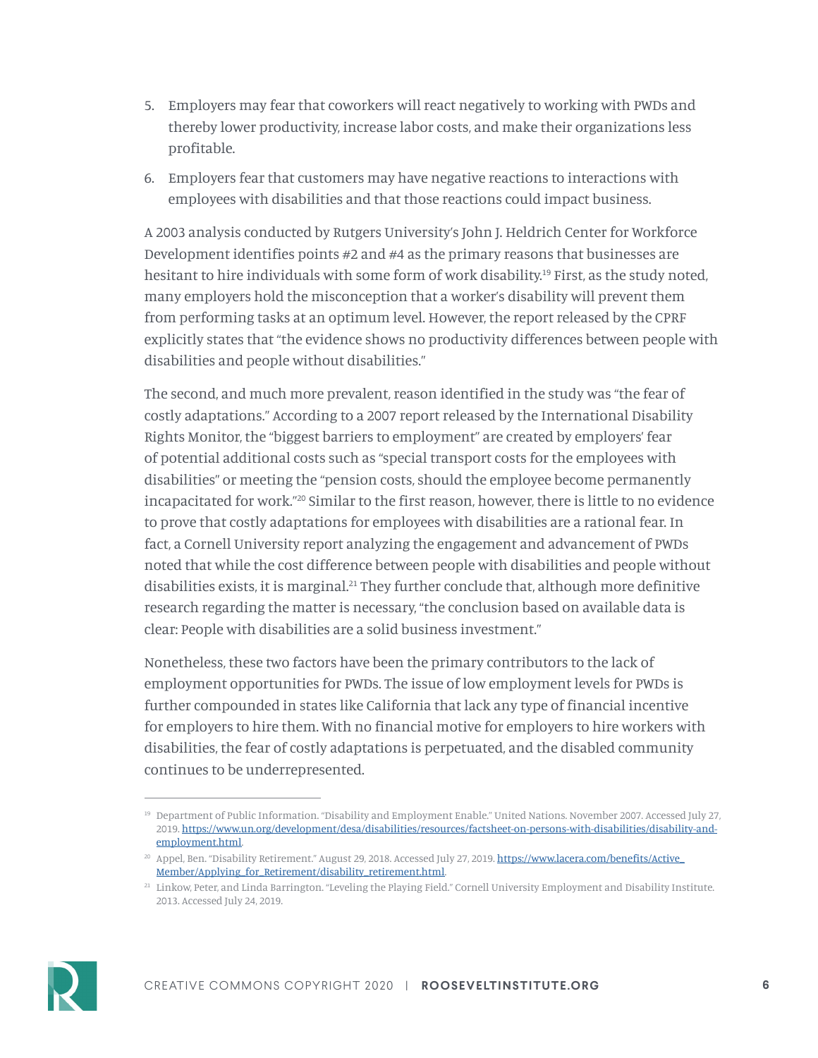5. Employers may fear that coworkers will react negatively to working with PWDs and thereby lower productivity, increase labor costs, and make their organizations less profitable.
6. Employers fear that customers may have negative reactions to interactions with employees with disabilities and that those reactions could impact business.

A 2003 analysis conducted by Rutgers University's John J. Heldrich Center for Workforce Development identifies points #2 and #4 as the primary reasons that businesses are hesitant to hire individuals with some form of work disability.[19] First, as the study noted, many employers hold the misconception that a worker's disability will prevent them from performing tasks at an optimum level. However, the report released by the CPRF explicitly states that "the evidence shows no productivity differences between people with disabilities and people without disabilities."

The second, and much more prevalent, reason identified in the study was "the fear of costly adaptations." According to a 2007 report released by the International Disability Rights Monitor, the "biggest barriers to employment" are created by employers' fear of potential additional costs such as "special transport costs for the employees with disabilities" or meeting the "pension costs, should the employee become permanently incapacitated for work."[20] Similar to the first reason, however, there is little to no evidence to prove that costly adaptations for employees with disabilities are a rational fear. In fact, a Cornell University report analyzing the engagement and advancement of PWDs noted that while the cost difference between people with disabilities and people without disabilities exists, it is marginal.[21] They further conclude that, although more definitive research regarding the matter is necessary, "the conclusion based on available data is clear: People with disabilities are a solid business investment."

Nonetheless, these two factors have been the primary contributors to the lack of employment opportunities for PWDs. The issue of low employment levels for PWDs is further compounded in states like California that lack any type of financial incentive for employers to hire them. With no financial motive for employers to hire workers with disabilities, the fear of costly adaptations is perpetuated, and the disabled community continues to be underrepresented.

---

[19] Department of Public Information. "Disability and Employment Enable." United Nations. November 2007. Accessed July 27, 2019. https://www.un.org/development/desa/disabilities/resources/factsheet-on-persons-with-disabilities/disability-and-employment.html.

[20] Appel, Ben. "Disability Retirement." August 29, 2018. Accessed July 27, 2019. https://www.lacera.com/benefits/Active_Member/Applying_for_Retirement/disability_retirement.html.

[21] Linkow, Peter, and Linda Barrington. "Leveling the Playing Field." Cornell University Employment and Disability Institute. 2013. Accessed July 24, 2019.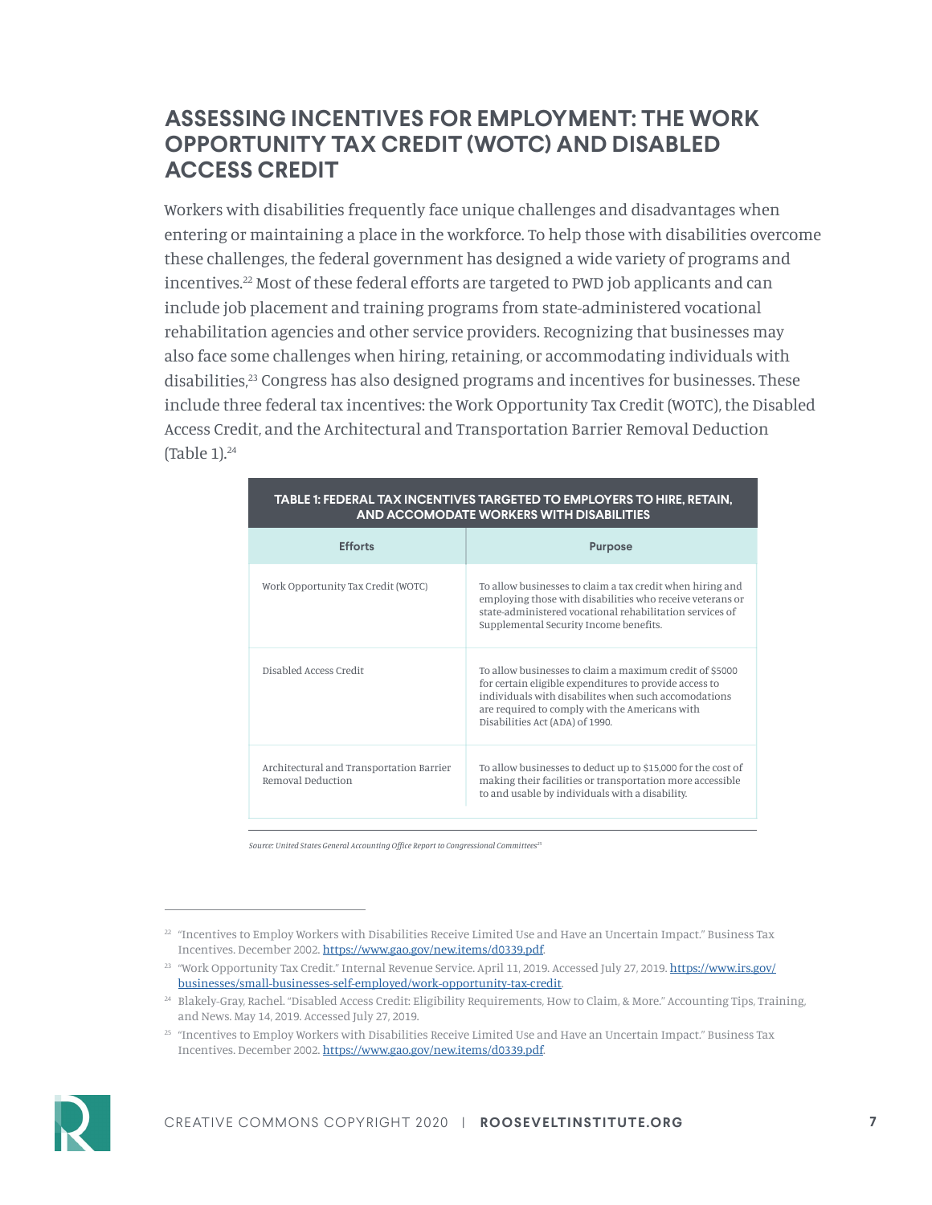## ASSESSING INCENTIVES FOR EMPLOYMENT: THE WORK OPPORTUNITY TAX CREDIT (WOTC) AND DISABLED ACCESS CREDIT

Workers with disabilities frequently face unique challenges and disadvantages when entering or maintaining a place in the workforce. To help those with disabilities overcome these challenges, the federal government has designed a wide variety of programs and incentives.[22] Most of these federal efforts are targeted to PWD job applicants and can include job placement and training programs from state-administered vocational rehabilitation agencies and other service providers. Recognizing that businesses may also face some challenges when hiring, retaining, or accommodating individuals with disabilities,[23] Congress has also designed programs and incentives for businesses. These include three federal tax incentives: the Work Opportunity Tax Credit (WOTC), the Disabled Access Credit, and the Architectural and Transportation Barrier Removal Deduction (Table 1).[24]

**TABLE 1: FEDERAL TAX INCENTIVES TARGETED TO EMPLOYERS TO HIRE, RETAIN, AND ACCOMODATE WORKERS WITH DISABILITIES**

| Efforts | Purpose |
|---|---|
| Work Opportunity Tax Credit (WOTC) | To allow businesses to claim a tax credit when hiring and employing those with disabilities who receive veterans or state-administered vocational rehabilitation services of Supplemental Security Income benefits. |
| Disabled Access Credit | To allow businesses to claim a maximum credit of $5000 for certain eligible expenditures to provide access to individuals with disabilites when such accomodations are required to comply with the Americans with Disabilities Act (ADA) of 1990. |
| Architectural and Transportation Barrier Removal Deduction | To allow businesses to deduct up to $15,000 for the cost of making their facilities or transportation more accessible to and usable by individuals with a disability. |

*Source: United States General Accounting Office Report to Congressional Committees*[25]

[22] "Incentives to Employ Workers with Disabilities Receive Limited Use and Have an Uncertain Impact." Business Tax Incentives. December 2002. https://www.gao.gov/new.items/d0339.pdf.

[23] "Work Opportunity Tax Credit." Internal Revenue Service. April 11, 2019. Accessed July 27, 2019. https://www.irs.gov/businesses/small-businesses-self-employed/work-opportunity-tax-credit.

[24] Blakely-Gray, Rachel. "Disabled Access Credit: Eligibility Requirements, How to Claim, & More." Accounting Tips, Training, and News. May 14, 2019. Accessed July 27, 2019.

[25] "Incentives to Employ Workers with Disabilities Receive Limited Use and Have an Uncertain Impact." Business Tax Incentives. December 2002. https://www.gao.gov/new.items/d0339.pdf.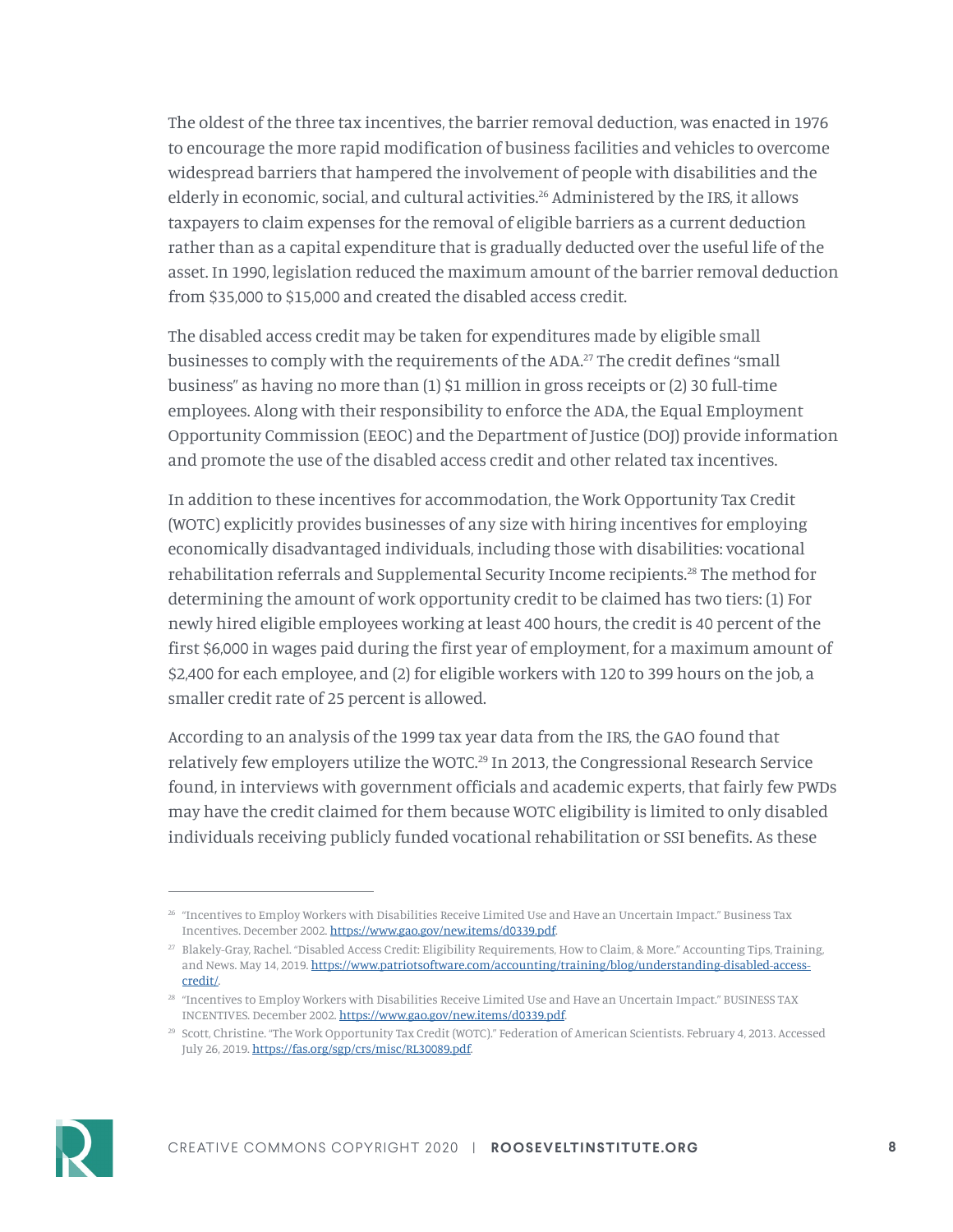The oldest of the three tax incentives, the barrier removal deduction, was enacted in 1976 to encourage the more rapid modification of business facilities and vehicles to overcome widespread barriers that hampered the involvement of people with disabilities and the elderly in economic, social, and cultural activities.[26] Administered by the IRS, it allows taxpayers to claim expenses for the removal of eligible barriers as a current deduction rather than as a capital expenditure that is gradually deducted over the useful life of the asset. In 1990, legislation reduced the maximum amount of the barrier removal deduction from $35,000 to $15,000 and created the disabled access credit.

The disabled access credit may be taken for expenditures made by eligible small businesses to comply with the requirements of the ADA.[27] The credit defines "small business" as having no more than (1) $1 million in gross receipts or (2) 30 full-time employees. Along with their responsibility to enforce the ADA, the Equal Employment Opportunity Commission (EEOC) and the Department of Justice (DOJ) provide information and promote the use of the disabled access credit and other related tax incentives.

In addition to these incentives for accommodation, the Work Opportunity Tax Credit (WOTC) explicitly provides businesses of any size with hiring incentives for employing economically disadvantaged individuals, including those with disabilities: vocational rehabilitation referrals and Supplemental Security Income recipients.[28] The method for determining the amount of work opportunity credit to be claimed has two tiers: (1) For newly hired eligible employees working at least 400 hours, the credit is 40 percent of the first $6,000 in wages paid during the first year of employment, for a maximum amount of $2,400 for each employee, and (2) for eligible workers with 120 to 399 hours on the job, a smaller credit rate of 25 percent is allowed.

According to an analysis of the 1999 tax year data from the IRS, the GAO found that relatively few employers utilize the WOTC.[29] In 2013, the Congressional Research Service found, in interviews with government officials and academic experts, that fairly few PWDs may have the credit claimed for them because WOTC eligibility is limited to only disabled individuals receiving publicly funded vocational rehabilitation or SSI benefits. As these

---

[26] "Incentives to Employ Workers with Disabilities Receive Limited Use and Have an Uncertain Impact." Business Tax Incentives. December 2002. https://www.gao.gov/new.items/d0339.pdf.

[27] Blakely-Gray, Rachel. "Disabled Access Credit: Eligibility Requirements, How to Claim, & More." Accounting Tips, Training, and News. May 14, 2019. https://www.patriotsoftware.com/accounting/training/blog/understanding-disabled-access-credit/.

[28] "Incentives to Employ Workers with Disabilities Receive Limited Use and Have an Uncertain Impact." BUSINESS TAX INCENTIVES. December 2002. https://www.gao.gov/new.items/d0339.pdf.

[29] Scott, Christine. "The Work Opportunity Tax Credit (WOTC)." Federation of American Scientists. February 4, 2013. Accessed July 26, 2019. https://fas.org/sgp/crs/misc/RL30089.pdf.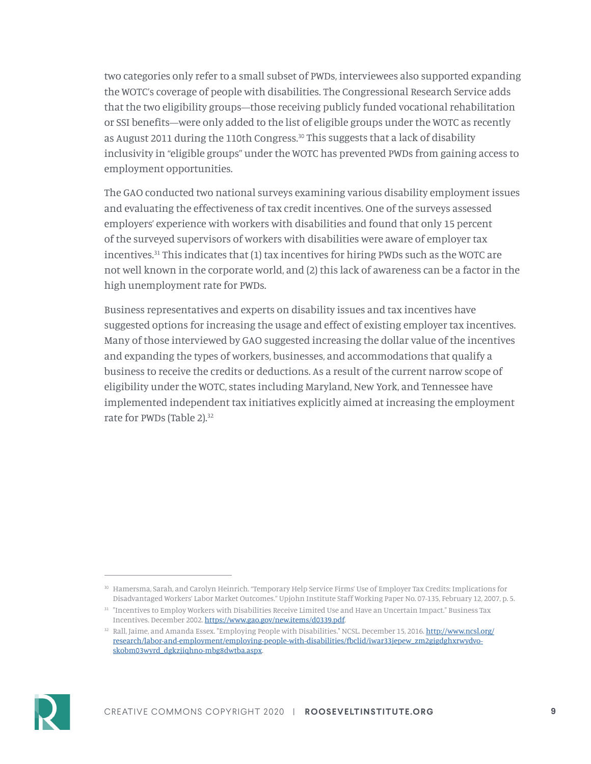two categories only refer to a small subset of PWDs, interviewees also supported expanding the WOTC's coverage of people with disabilities. The Congressional Research Service adds that the two eligibility groups—those receiving publicly funded vocational rehabilitation or SSI benefits—were only added to the list of eligible groups under the WOTC as recently as August 2011 during the 110th Congress.[30] This suggests that a lack of disability inclusivity in "eligible groups" under the WOTC has prevented PWDs from gaining access to employment opportunities.

The GAO conducted two national surveys examining various disability employment issues and evaluating the effectiveness of tax credit incentives. One of the surveys assessed employers' experience with workers with disabilities and found that only 15 percent of the surveyed supervisors of workers with disabilities were aware of employer tax incentives.[31] This indicates that (1) tax incentives for hiring PWDs such as the WOTC are not well known in the corporate world, and (2) this lack of awareness can be a factor in the high unemployment rate for PWDs.

Business representatives and experts on disability issues and tax incentives have suggested options for increasing the usage and effect of existing employer tax incentives. Many of those interviewed by GAO suggested increasing the dollar value of the incentives and expanding the types of workers, businesses, and accommodations that qualify a business to receive the credits or deductions. As a result of the current narrow scope of eligibility under the WOTC, states including Maryland, New York, and Tennessee have implemented independent tax initiatives explicitly aimed at increasing the employment rate for PWDs (Table 2).[32]

---

[30] Hamersma, Sarah, and Carolyn Heinrich. "Temporary Help Service Firms' Use of Employer Tax Credits: Implications for Disadvantaged Workers' Labor Market Outcomes." Upjohn Institute Staff Working Paper No. 07-135, February 12, 2007, p. 5.

[31] "Incentives to Employ Workers with Disabilities Receive Limited Use and Have an Uncertain Impact." Business Tax Incentives. December 2002. https://www.gao.gov/new.items/d0339.pdf.

[32] Rall, Jaime, and Amanda Essex. "Employing People with Disabilities." NCSL. December 15, 2016. http://www.ncsl.org/research/labor-and-employment/employing-people-with-disabilities/fbclid/iwar33jepew_zm2gjgdghxrwydvo-skobm03wyrd_dgkzjiqhno-mbg8dwtba.aspx.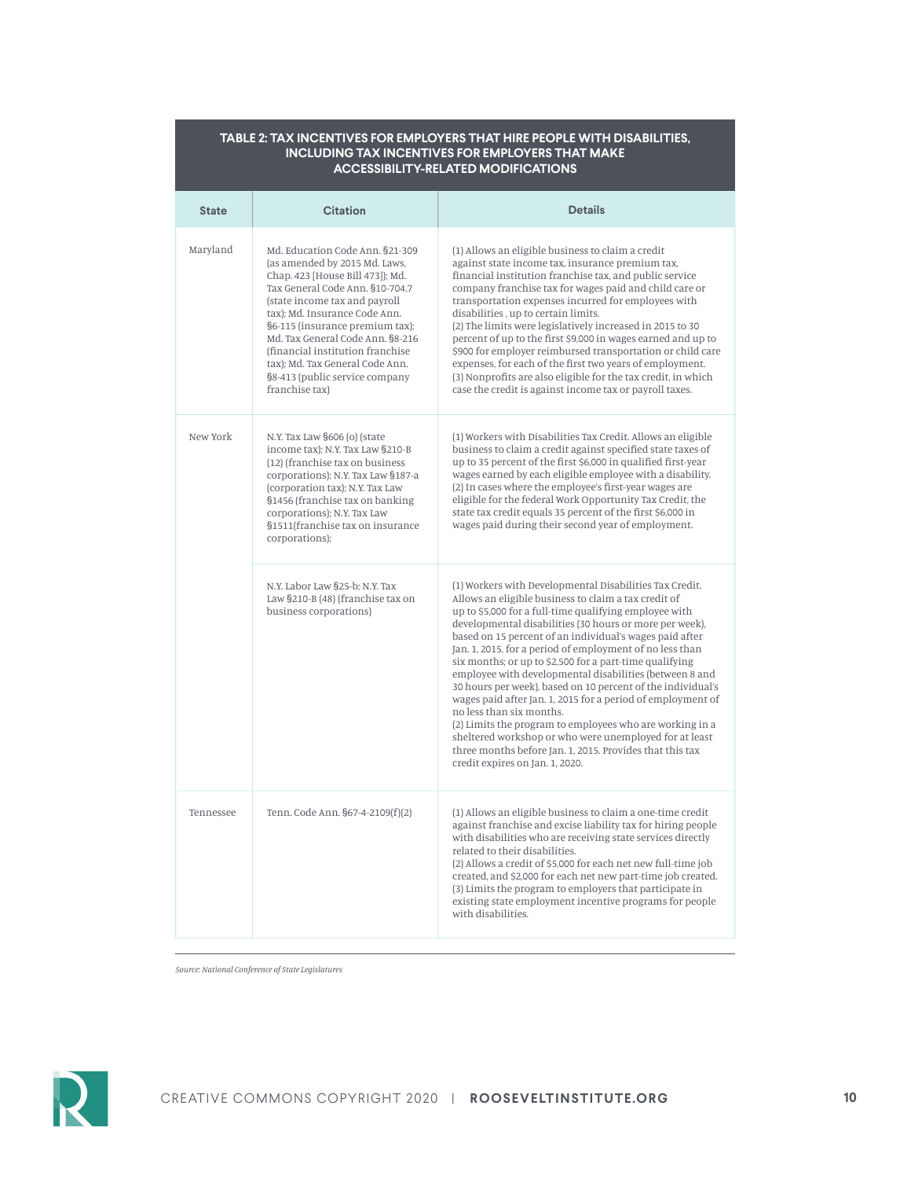**TABLE 2: TAX INCENTIVES FOR EMPLOYERS THAT HIRE PEOPLE WITH DISABILITIES, INCLUDING TAX INCENTIVES FOR EMPLOYERS THAT MAKE ACCESSIBILITY-RELATED MODIFICATIONS**

| State | Citation | Details |
|---|---|---|
| Maryland | Md. Education Code Ann. §21-309 (as amended by 2015 Md. Laws, Chap. 423 [House Bill 473]); Md. Tax General Code Ann. §10-704.7 (state income tax and payroll tax); Md. Insurance Code Ann. §6-115 (insurance premium tax); Md. Tax General Code Ann. §8-216 (financial institution franchise tax); Md. Tax General Code Ann. §8-413 (public service company franchise tax) | (1) Allows an eligible business to claim a credit against state income tax, insurance premium tax, financial institution franchise tax, and public service company franchise tax for wages paid and child care or transportation expenses incurred for employees with disabilities , up to certain limits.<br>(2) The limits were legislatively increased in 2015 to 30 percent of up to the first $9,000 in wages earned and up to $900 for employer reimbursed transportation or child care expenses, for each of the first two years of employment.<br>(3) Nonprofits are also eligible for the tax credit, in which case the credit is against income tax or payroll taxes. |
| New York | N.Y. Tax Law §606 (o) (state income tax); N.Y. Tax Law §210-B (12) (franchise tax on business corporations); N.Y. Tax Law §187-a (corporation tax); N.Y. Tax Law §1456 (franchise tax on banking corporations); N.Y. Tax Law §1511(franchise tax on insurance corporations); | (1) Workers with Disabilities Tax Credit. Allows an eligible business to claim a credit against specified state taxes of up to 35 percent of the first $6,000 in qualified first-year wages earned by each eligible employee with a disability.<br>(2) In cases where the employee's first-year wages are eligible for the federal Work Opportunity Tax Credit, the state tax credit equals 35 percent of the first $6,000 in wages paid during their second year of employment. |
| | N.Y. Labor Law §25-b; N.Y. Tax Law §210-B (48) (franchise tax on business corporations) | (1) Workers with Developmental Disabilities Tax Credit. Allows an eligible business to claim a tax credit of up to $5,000 for a full-time qualifying employee with developmental disabilities (30 hours or more per week), based on 15 percent of an individual's wages paid after Jan. 1, 2015, for a period of employment of no less than six months; or up to $2,500 for a part-time qualifying employee with developmental disabilities (between 8 and 30 hours per week), based on 10 percent of the individual's wages paid after Jan. 1, 2015 for a period of employment of no less than six months.<br>(2) Limits the program to employees who are working in a sheltered workshop or who were unemployed for at least three months before Jan. 1, 2015. Provides that this tax credit expires on Jan. 1, 2020. |
| Tennessee | Tenn. Code Ann. §67-4-2109(f)(2) | (1) Allows an eligible business to claim a one-time credit against franchise and excise liability tax for hiring people with disabilities who are receiving state services directly related to their disabilities.<br>(2) Allows a credit of $5,000 for each net new full-time job created, and $2,000 for each net new part-time job created.<br>(3) Limits the program to employers that participate in existing state employment incentive programs for people with disabilities. |

*Source: National Conference of State Legislatures*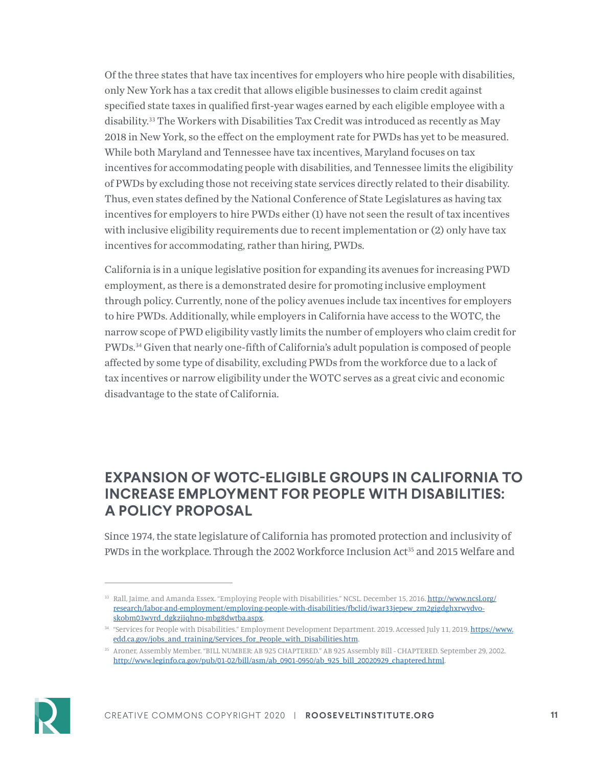Of the three states that have tax incentives for employers who hire people with disabilities, only New York has a tax credit that allows eligible businesses to claim credit against specified state taxes in qualified first-year wages earned by each eligible employee with a disability.[33] The Workers with Disabilities Tax Credit was introduced as recently as May 2018 in New York, so the effect on the employment rate for PWDs has yet to be measured. While both Maryland and Tennessee have tax incentives, Maryland focuses on tax incentives for accommodating people with disabilities, and Tennessee limits the eligibility of PWDs by excluding those not receiving state services directly related to their disability. Thus, even states defined by the National Conference of State Legislatures as having tax incentives for employers to hire PWDs either (1) have not seen the result of tax incentives with inclusive eligibility requirements due to recent implementation or (2) only have tax incentives for accommodating, rather than hiring, PWDs.

California is in a unique legislative position for expanding its avenues for increasing PWD employment, as there is a demonstrated desire for promoting inclusive employment through policy. Currently, none of the policy avenues include tax incentives for employers to hire PWDs. Additionally, while employers in California have access to the WOTC, the narrow scope of PWD eligibility vastly limits the number of employers who claim credit for PWDs.[34] Given that nearly one-fifth of California's adult population is composed of people affected by some type of disability, excluding PWDs from the workforce due to a lack of tax incentives or narrow eligibility under the WOTC serves as a great civic and economic disadvantage to the state of California.

## EXPANSION OF WOTC-ELIGIBLE GROUPS IN CALIFORNIA TO INCREASE EMPLOYMENT FOR PEOPLE WITH DISABILITIES: A POLICY PROPOSAL

Since 1974, the state legislature of California has promoted protection and inclusivity of PWDs in the workplace. Through the 2002 Workforce Inclusion Act[35] and 2015 Welfare and

---

[33] Rall, Jaime, and Amanda Essex. "Employing People with Disabilities." NCSL. December 15, 2016. http://www.ncsl.org/research/labor-and-employment/employing-people-with-disabilities/fbclid/iwar33jepew_zm2gjgdghxrwydvo-skobm03wyrd_dgkzjiqhno-mbg8dwtba.aspx.

[34] "Services for People with Disabilities." Employment Development Department. 2019. Accessed July 11, 2019. https://www.edd.ca.gov/jobs_and_training/Services_for_People_with_Disabilities.htm.

[35] Aroner, Assembly Member. "BILL NUMBER: AB 925 CHAPTERED." AB 925 Assembly Bill - CHAPTERED. September 29, 2002. http://www.leginfo.ca.gov/pub/01-02/bill/asm/ab_0901-0950/ab_925_bill_20020929_chaptered.html.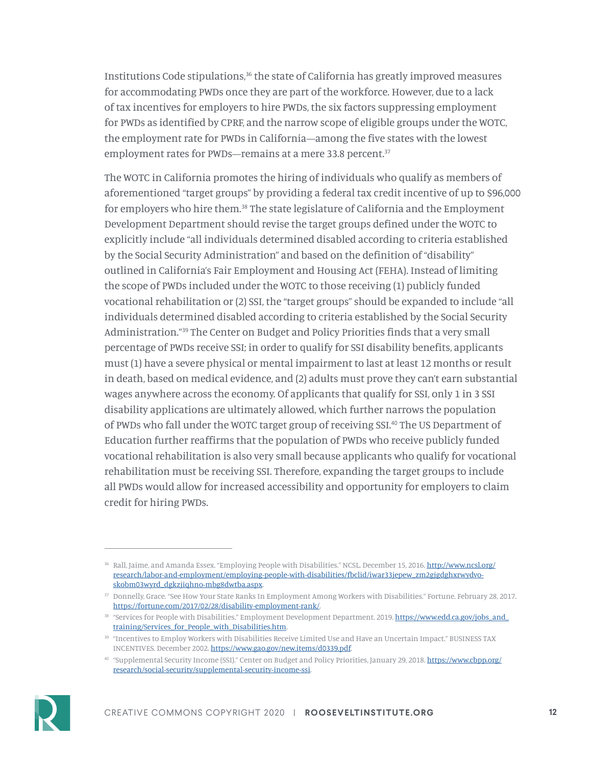Institutions Code stipulations,[36] the state of California has greatly improved measures for accommodating PWDs once they are part of the workforce. However, due to a lack of tax incentives for employers to hire PWDs, the six factors suppressing employment for PWDs as identified by CPRF, and the narrow scope of eligible groups under the WOTC, the employment rate for PWDs in California—among the five states with the lowest employment rates for PWDs—remains at a mere 33.8 percent.[37]

The WOTC in California promotes the hiring of individuals who qualify as members of aforementioned "target groups" by providing a federal tax credit incentive of up to $96,000 for employers who hire them.[38] The state legislature of California and the Employment Development Department should revise the target groups defined under the WOTC to explicitly include "all individuals determined disabled according to criteria established by the Social Security Administration" and based on the definition of "disability" outlined in California's Fair Employment and Housing Act (FEHA). Instead of limiting the scope of PWDs included under the WOTC to those receiving (1) publicly funded vocational rehabilitation or (2) SSI, the "target groups" should be expanded to include "all individuals determined disabled according to criteria established by the Social Security Administration."[39] The Center on Budget and Policy Priorities finds that a very small percentage of PWDs receive SSI; in order to qualify for SSI disability benefits, applicants must (1) have a severe physical or mental impairment to last at least 12 months or result in death, based on medical evidence, and (2) adults must prove they can't earn substantial wages anywhere across the economy. Of applicants that qualify for SSI, only 1 in 3 SSI disability applications are ultimately allowed, which further narrows the population of PWDs who fall under the WOTC target group of receiving SSI.[40] The US Department of Education further reaffirms that the population of PWDs who receive publicly funded vocational rehabilitation is also very small because applicants who qualify for vocational rehabilitation must be receiving SSI. Therefore, expanding the target groups to include all PWDs would allow for increased accessibility and opportunity for employers to claim credit for hiring PWDs.

---

[36] Rall, Jaime, and Amanda Essex. "Employing People with Disabilities." NCSL. December 15, 2016. http://www.ncsl.org/research/labor-and-employment/employing-people-with-disabilities/fbclid/iwar33jepew_zm2gjgdghxrwydvo-skobm03wyrd_dgkzjiqhno-mbg8dwtba.aspx.

[37] Donnelly, Grace. "See How Your State Ranks In Employment Among Workers with Disabilities." Fortune. February 28, 2017. https://fortune.com/2017/02/28/disability-employment-rank/.

[38] "Services for People with Disabilities." Employment Development Department. 2019. https://www.edd.ca.gov/jobs_and_training/Services_for_People_with_Disabilities.htm.

[39] "Incentives to Employ Workers with Disabilities Receive Limited Use and Have an Uncertain Impact." BUSINESS TAX INCENTIVES. December 2002. https://www.gao.gov/new.items/d0339.pdf.

[40] "Supplemental Security Income (SSI)." Center on Budget and Policy Priorities, January 29, 2018. https://www.cbpp.org/research/social-security/supplemental-security-income-ssi.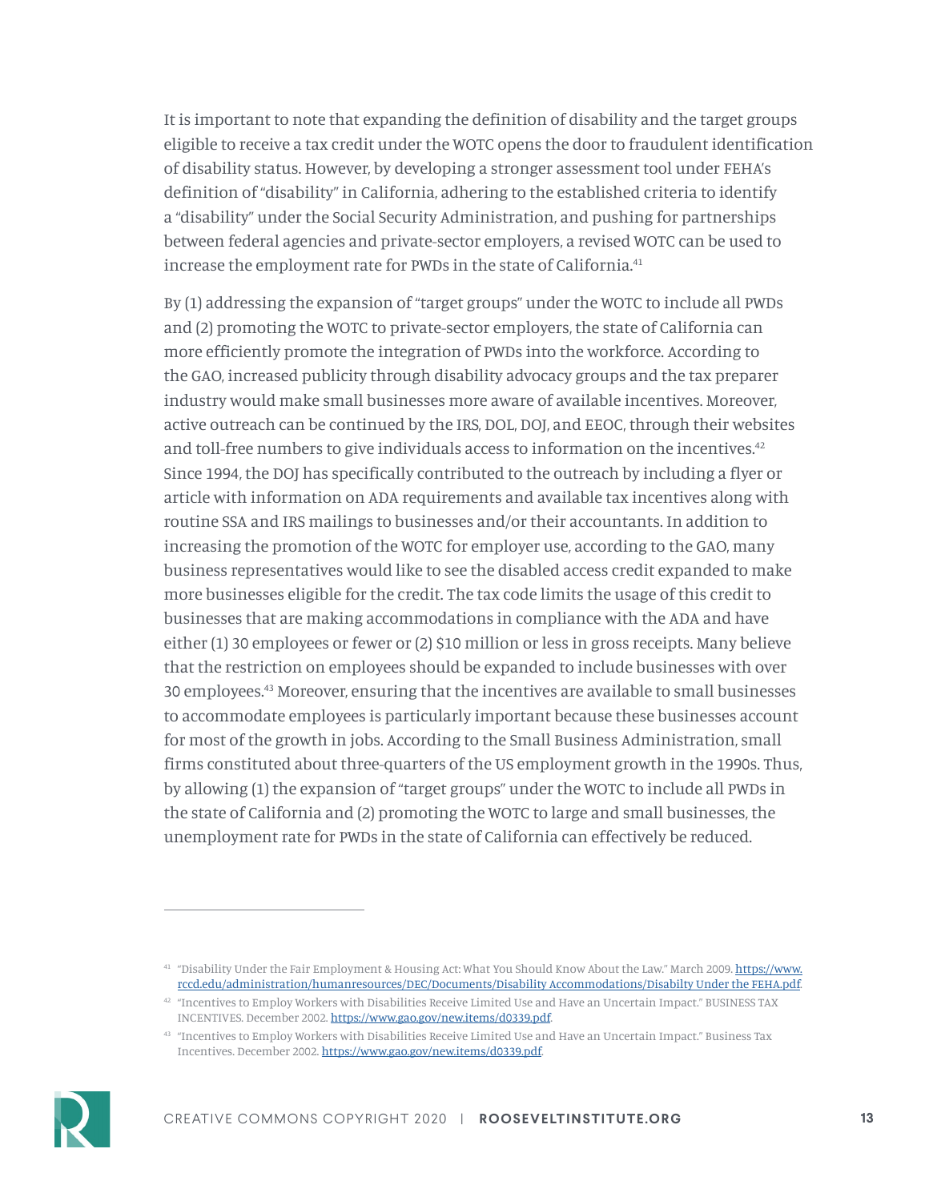It is important to note that expanding the definition of disability and the target groups eligible to receive a tax credit under the WOTC opens the door to fraudulent identification of disability status. However, by developing a stronger assessment tool under FEHA's definition of "disability" in California, adhering to the established criteria to identify a "disability" under the Social Security Administration, and pushing for partnerships between federal agencies and private-sector employers, a revised WOTC can be used to increase the employment rate for PWDs in the state of California.[41]

By (1) addressing the expansion of "target groups" under the WOTC to include all PWDs and (2) promoting the WOTC to private-sector employers, the state of California can more efficiently promote the integration of PWDs into the workforce. According to the GAO, increased publicity through disability advocacy groups and the tax preparer industry would make small businesses more aware of available incentives. Moreover, active outreach can be continued by the IRS, DOL, DOJ, and EEOC, through their websites and toll-free numbers to give individuals access to information on the incentives.[42] Since 1994, the DOJ has specifically contributed to the outreach by including a flyer or article with information on ADA requirements and available tax incentives along with routine SSA and IRS mailings to businesses and/or their accountants. In addition to increasing the promotion of the WOTC for employer use, according to the GAO, many business representatives would like to see the disabled access credit expanded to make more businesses eligible for the credit. The tax code limits the usage of this credit to businesses that are making accommodations in compliance with the ADA and have either (1) 30 employees or fewer or (2) $10 million or less in gross receipts. Many believe that the restriction on employees should be expanded to include businesses with over 30 employees.[43] Moreover, ensuring that the incentives are available to small businesses to accommodate employees is particularly important because these businesses account for most of the growth in jobs. According to the Small Business Administration, small firms constituted about three-quarters of the US employment growth in the 1990s. Thus, by allowing (1) the expansion of "target groups" under the WOTC to include all PWDs in the state of California and (2) promoting the WOTC to large and small businesses, the unemployment rate for PWDs in the state of California can effectively be reduced.

---

[41] "Disability Under the Fair Employment & Housing Act: What You Should Know About the Law." March 2009. https://www.rccd.edu/administration/humanresources/DEC/Documents/Disability Accommodations/Disabilty Under the FEHA.pdf.

[42] "Incentives to Employ Workers with Disabilities Receive Limited Use and Have an Uncertain Impact." BUSINESS TAX INCENTIVES. December 2002. https://www.gao.gov/new.items/d0339.pdf.

[43] "Incentives to Employ Workers with Disabilities Receive Limited Use and Have an Uncertain Impact." Business Tax Incentives. December 2002. https://www.gao.gov/new.items/d0339.pdf.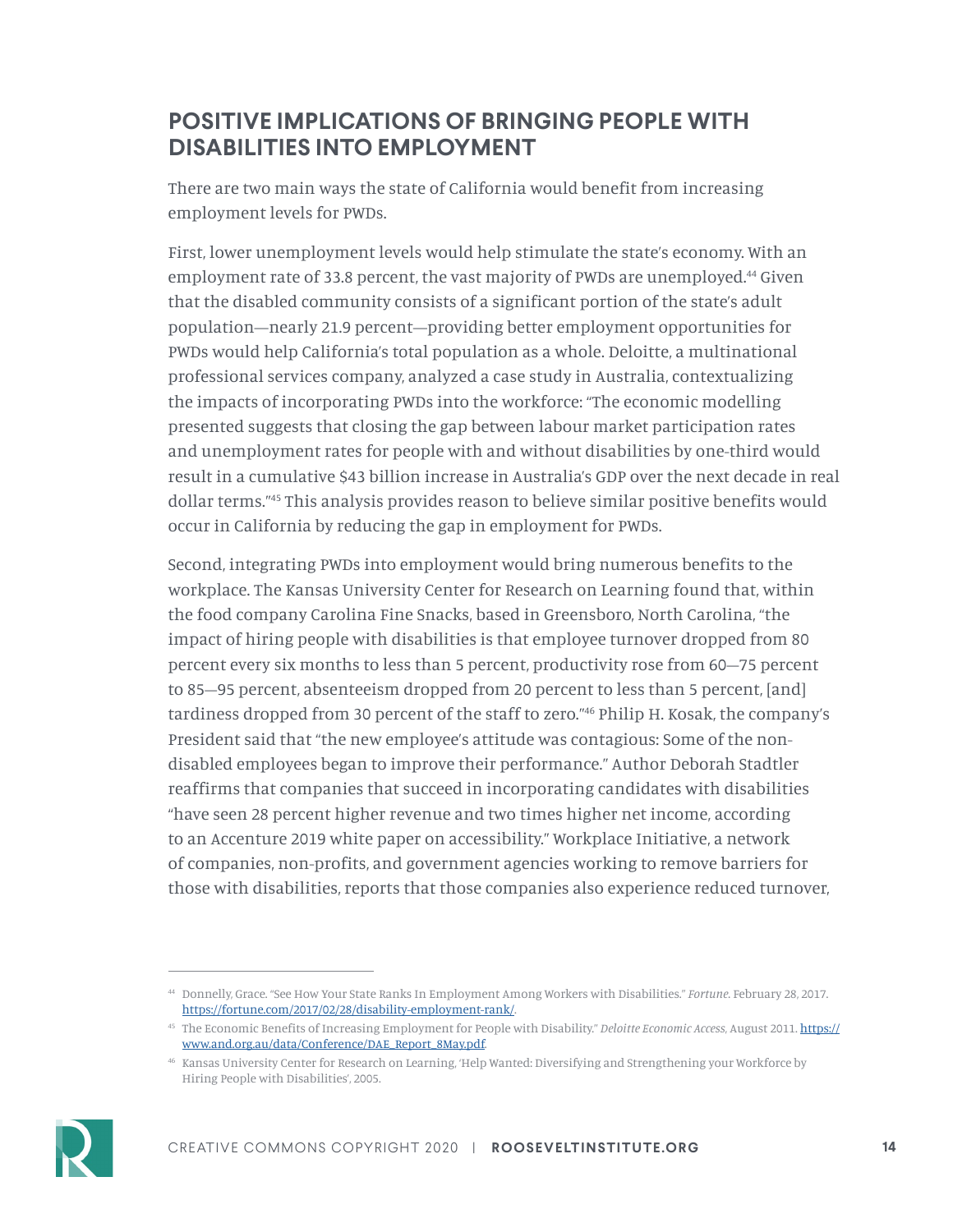## POSITIVE IMPLICATIONS OF BRINGING PEOPLE WITH DISABILITIES INTO EMPLOYMENT

There are two main ways the state of California would benefit from increasing employment levels for PWDs.

First, lower unemployment levels would help stimulate the state's economy. With an employment rate of 33.8 percent, the vast majority of PWDs are unemployed.[44] Given that the disabled community consists of a significant portion of the state's adult population—nearly 21.9 percent—providing better employment opportunities for PWDs would help California's total population as a whole. Deloitte, a multinational professional services company, analyzed a case study in Australia, contextualizing the impacts of incorporating PWDs into the workforce: "The economic modelling presented suggests that closing the gap between labour market participation rates and unemployment rates for people with and without disabilities by one-third would result in a cumulative $43 billion increase in Australia's GDP over the next decade in real dollar terms."[45] This analysis provides reason to believe similar positive benefits would occur in California by reducing the gap in employment for PWDs.

Second, integrating PWDs into employment would bring numerous benefits to the workplace. The Kansas University Center for Research on Learning found that, within the food company Carolina Fine Snacks, based in Greensboro, North Carolina, "the impact of hiring people with disabilities is that employee turnover dropped from 80 percent every six months to less than 5 percent, productivity rose from 60—75 percent to 85—95 percent, absenteeism dropped from 20 percent to less than 5 percent, [and] tardiness dropped from 30 percent of the staff to zero."[46] Philip H. Kosak, the company's President said that "the new employee's attitude was contagious: Some of the non-disabled employees began to improve their performance." Author Deborah Stadtler reaffirms that companies that succeed in incorporating candidates with disabilities "have seen 28 percent higher revenue and two times higher net income, according to an Accenture 2019 white paper on accessibility." Workplace Initiative, a network of companies, non-profits, and government agencies working to remove barriers for those with disabilities, reports that those companies also experience reduced turnover,

---

[44] Donnelly, Grace. "See How Your State Ranks In Employment Among Workers with Disabilities." *Fortune*. February 28, 2017. https://fortune.com/2017/02/28/disability-employment-rank/.

[45] The Economic Benefits of Increasing Employment for People with Disability." *Deloitte Economic Access*, August 2011. https://www.and.org.au/data/Conference/DAE_Report_8May.pdf.

[46] Kansas University Center for Research on Learning, 'Help Wanted: Diversifying and Strengthening your Workforce by Hiring People with Disabilities', 2005.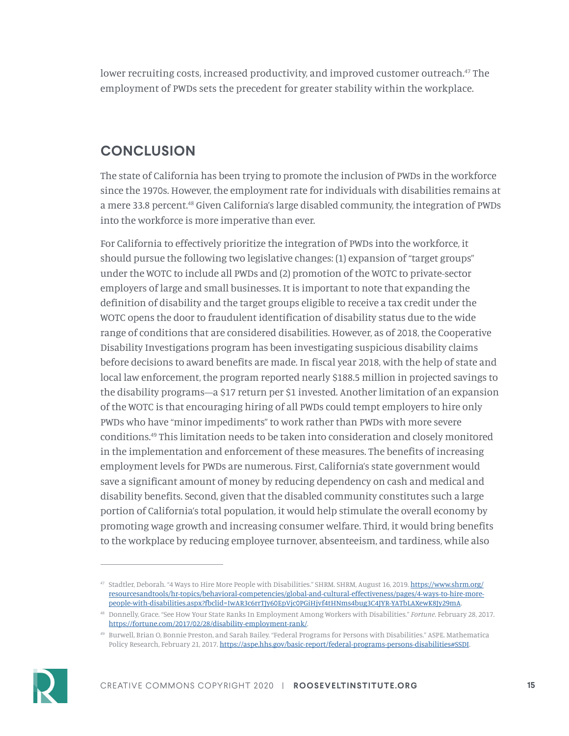lower recruiting costs, increased productivity, and improved customer outreach.[47] The employment of PWDs sets the precedent for greater stability within the workplace.

## CONCLUSION

The state of California has been trying to promote the inclusion of PWDs in the workforce since the 1970s. However, the employment rate for individuals with disabilities remains at a mere 33.8 percent.[48] Given California's large disabled community, the integration of PWDs into the workforce is more imperative than ever.

For California to effectively prioritize the integration of PWDs into the workforce, it should pursue the following two legislative changes: (1) expansion of "target groups" under the WOTC to include all PWDs and (2) promotion of the WOTC to private-sector employers of large and small businesses. It is important to note that expanding the definition of disability and the target groups eligible to receive a tax credit under the WOTC opens the door to fraudulent identification of disability status due to the wide range of conditions that are considered disabilities. However, as of 2018, the Cooperative Disability Investigations program has been investigating suspicious disability claims before decisions to award benefits are made. In fiscal year 2018, with the help of state and local law enforcement, the program reported nearly $188.5 million in projected savings to the disability programs—a $17 return per $1 invested. Another limitation of an expansion of the WOTC is that encouraging hiring of all PWDs could tempt employers to hire only PWDs who have "minor impediments" to work rather than PWDs with more severe conditions.[49] This limitation needs to be taken into consideration and closely monitored in the implementation and enforcement of these measures. The benefits of increasing employment levels for PWDs are numerous. First, California's state government would save a significant amount of money by reducing dependency on cash and medical and disability benefits. Second, given that the disabled community constitutes such a large portion of California's total population, it would help stimulate the overall economy by promoting wage growth and increasing consumer welfare. Third, it would bring benefits to the workplace by reducing employee turnover, absenteeism, and tardiness, while also

---

[47] Stadtler, Deborah. "4 Ways to Hire More People with Disabilities." SHRM. SHRM, August 16, 2019. https://www.shrm.org/resourcesandtools/hr-topics/behavioral-competencies/global-and-cultural-effectiveness/pages/4-ways-to-hire-more-people-with-disabilities.aspx?fbclid=IwAR3c6rrTJy60EpVjc0PGiHjvf4tHNms4bug3C4JYR-YATbLAXewK8Jy29mA.

[48] Donnelly, Grace. "See How Your State Ranks In Employment Among Workers with Disabilities." *Fortune*. February 28, 2017. https://fortune.com/2017/02/28/disability-employment-rank/.

[49] Burwell, Brian O, Bonnie Preston, and Sarah Bailey. "Federal Programs for Persons with Disabilities." ASPE. Mathematica Policy Research, February 21, 2017. https://aspe.hhs.gov/basic-report/federal-programs-persons-disabilities#SSDI.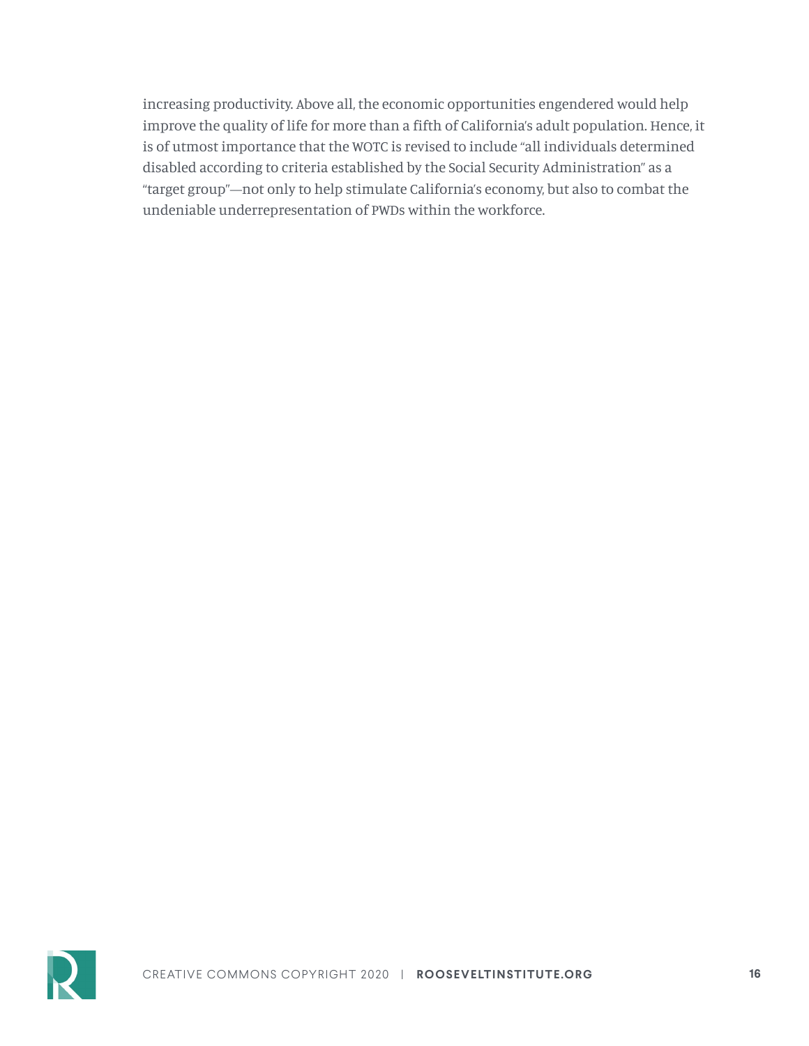increasing productivity. Above all, the economic opportunities engendered would help improve the quality of life for more than a fifth of California's adult population. Hence, it is of utmost importance that the WOTC is revised to include "all individuals determined disabled according to criteria established by the Social Security Administration" as a "target group"—not only to help stimulate California's economy, but also to combat the undeniable underrepresentation of PWDs within the workforce.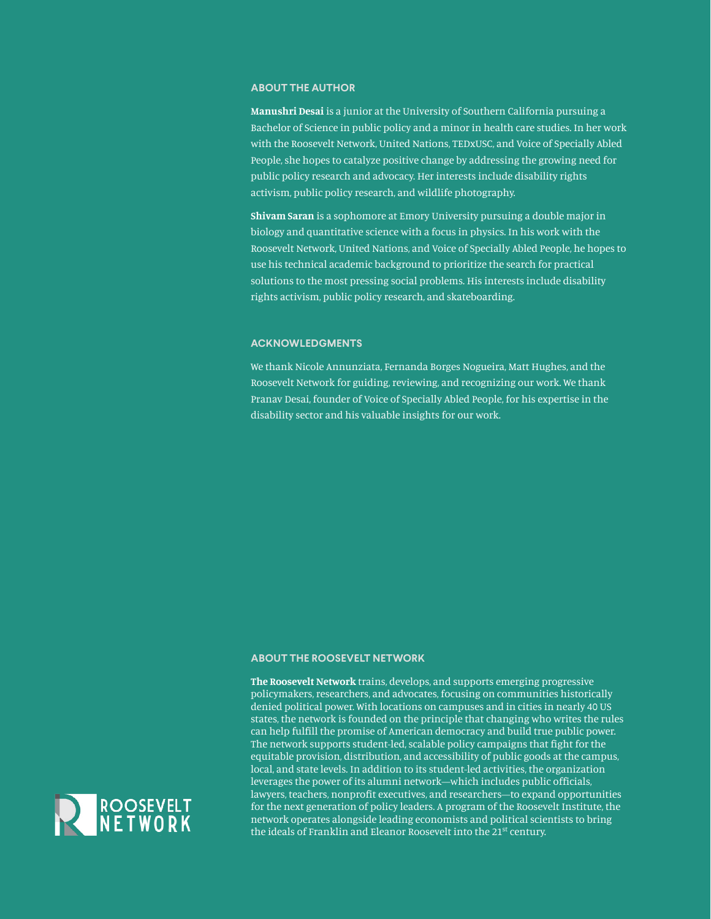## ABOUT THE AUTHOR

**Manushri Desai** is a junior at the University of Southern California pursuing a Bachelor of Science in public policy and a minor in health care studies. In her work with the Roosevelt Network, United Nations, TEDxUSC, and Voice of Specially Abled People, she hopes to catalyze positive change by addressing the growing need for public policy research and advocacy. Her interests include disability rights activism, public policy research, and wildlife photography.

**Shivam Saran** is a sophomore at Emory University pursuing a double major in biology and quantitative science with a focus in physics. In his work with the Roosevelt Network, United Nations, and Voice of Specially Abled People, he hopes to use his technical academic background to prioritize the search for practical solutions to the most pressing social problems. His interests include disability rights activism, public policy research, and skateboarding.

## ACKNOWLEDGMENTS

We thank Nicole Annunziata, Fernanda Borges Nogueira, Matt Hughes, and the Roosevelt Network for guiding, reviewing, and recognizing our work. We thank Pranav Desai, founder of Voice of Specially Abled People, for his expertise in the disability sector and his valuable insights for our work.

## ABOUT THE ROOSEVELT NETWORK

**The Roosevelt Network** trains, develops, and supports emerging progressive policymakers, researchers, and advocates, focusing on communities historically denied political power. With locations on campuses and in cities in nearly 40 US states, the network is founded on the principle that changing who writes the rules can help fulfill the promise of American democracy and build true public power. The network supports student-led, scalable policy campaigns that fight for the equitable provision, distribution, and accessibility of public goods at the campus, local, and state levels. In addition to its student-led activities, the organization leverages the power of its alumni network—which includes public officials, lawyers, teachers, nonprofit executives, and researchers—to expand opportunities for the next generation of policy leaders. A program of the Roosevelt Institute, the network operates alongside leading economists and political scientists to bring the ideals of Franklin and Eleanor Roosevelt into the 21st century.

ROOSEVELT NETWORK